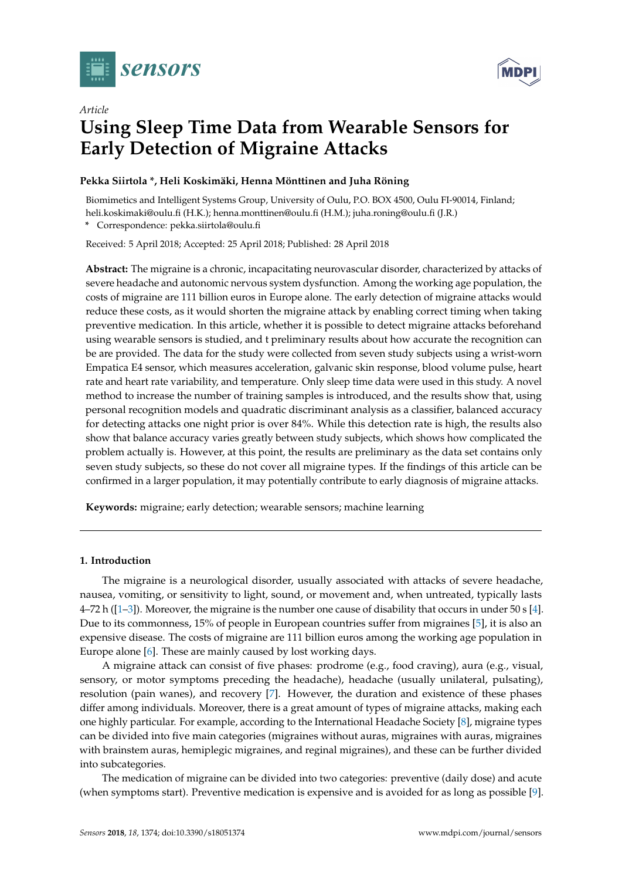*sensors*

*Article*

# Using Sleep Time Data from Wearable Sensors for Early Detection of Migraine Attacks

**Pekka Siirtola \*, Heli Koskimäki, Henna Mönttinen and Juha Röning**

Biomimetics and Intelligent Systems Group, University of Oulu, P.O. BOX 4500, Oulu FI-90014, Finland; heli.koskimaki@oulu.fi (H.K.); henna.monttinen@oulu.fi (H.M.); juha.roning@oulu.fi (J.R.)

\* Correspondence: pekka.siirtola@oulu.fi

Received: 5 April 2018; Accepted: 25 April 2018; Published: 28 April 2018

**Abstract:** The migraine is a chronic, incapacitating neurovascular disorder, characterized by attacks of severe headache and autonomic nervous system dysfunction. Among the working age population, the costs of migraine are 111 billion euros in Europe alone. The early detection of migraine attacks would reduce these costs, as it would shorten the migraine attack by enabling correct timing when taking preventive medication. In this article, whether it is possible to detect migraine attacks beforehand using wearable sensors is studied, and t preliminary results about how accurate the recognition can be are provided. The data for the study were collected from seven study subjects using a wrist-worn Empatica E4 sensor, which measures acceleration, galvanic skin response, blood volume pulse, heart rate and heart rate variability, and temperature. Only sleep time data were used in this study. A novel method to increase the number of training samples is introduced, and the results show that, using personal recognition models and quadratic discriminant analysis as a classifier, balanced accuracy for detecting attacks one night prior is over 84%. While this detection rate is high, the results also show that balance accuracy varies greatly between study subjects, which shows how complicated the problem actually is. However, at this point, the results are preliminary as the data set contains only seven study subjects, so these do not cover all migraine types. If the findings of this article can be confirmed in a larger population, it may potentially contribute to early diagnosis of migraine attacks.

**Keywords:** migraine; early detection; wearable sensors; machine learning

## 1. Introduction

The migraine is a neurological disorder, usually associated with attacks of severe headache, nausea, vomiting, or sensitivity to light, sound, or movement and, when untreated, typically lasts 4–72 h ([1–3]). Moreover, the migraine is the number one cause of disability that occurs in under 50 s [4]. Due to its commonness, 15% of people in European countries suffer from migraines [5], it is also an expensive disease. The costs of migraine are 111 billion euros among the working age population in Europe alone [6]. These are mainly caused by lost working days.

A migraine attack can consist of five phases: prodrome (e.g., food craving), aura (e.g., visual, sensory, or motor symptoms preceding the headache), headache (usually unilateral, pulsating), resolution (pain wanes), and recovery [7]. However, the duration and existence of these phases differ among individuals. Moreover, there is a great amount of types of migraine attacks, making each one highly particular. For example, according to the International Headache Society [8], migraine types can be divided into five main categories (migraines without auras, migraines with auras, migraines with brainstem auras, hemiplegic migraines, and reginal migraines), and these can be further divided into subcategories.

The medication of migraine can be divided into two categories: preventive (daily dose) and acute (when symptoms start). Preventive medication is expensive and is avoided for as long as possible [9].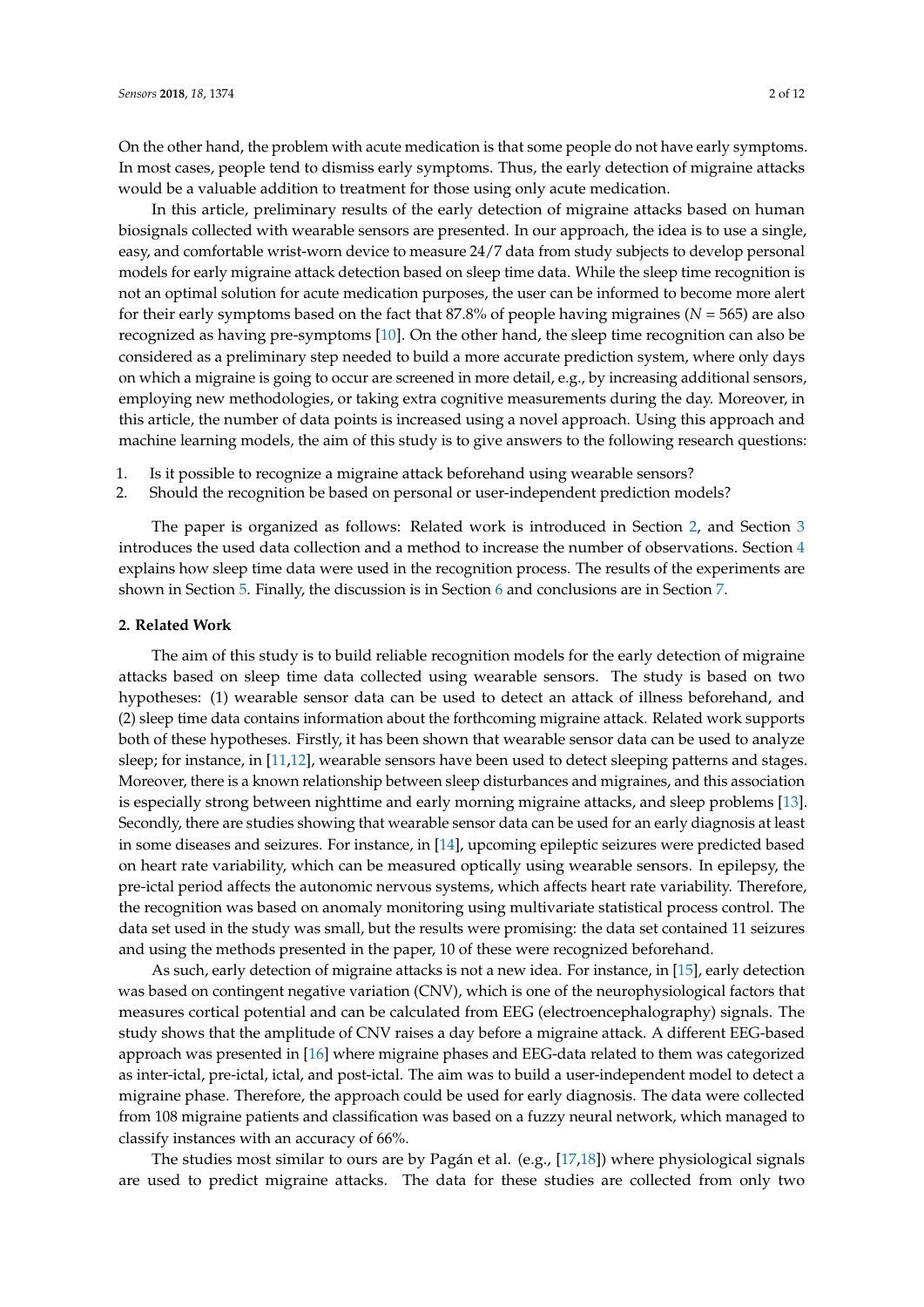On the other hand, the problem with acute medication is that some people do not have early symptoms. In most cases, people tend to dismiss early symptoms. Thus, the early detection of migraine attacks would be a valuable addition to treatment for those using only acute medication.

In this article, preliminary results of the early detection of migraine attacks based on human biosignals collected with wearable sensors are presented. In our approach, the idea is to use a single, easy, and comfortable wrist-worn device to measure 24/7 data from study subjects to develop personal models for early migraine attack detection based on sleep time data. While the sleep time recognition is not an optimal solution for acute medication purposes, the user can be informed to become more alert for their early symptoms based on the fact that 87.8% of people having migraines ($N = 565$) are also recognized as having pre-symptoms [10]. On the other hand, the sleep time recognition can also be considered as a preliminary step needed to build a more accurate prediction system, where only days on which a migraine is going to occur are screened in more detail, e.g., by increasing additional sensors, employing new methodologies, or taking extra cognitive measurements during the day. Moreover, in this article, the number of data points is increased using a novel approach. Using this approach and machine learning models, the aim of this study is to give answers to the following research questions:

1. Is it possible to recognize a migraine attack beforehand using wearable sensors?
2. Should the recognition be based on personal or user-independent prediction models?

The paper is organized as follows: Related work is introduced in Section 2, and Section 3 introduces the used data collection and a method to increase the number of observations. Section 4 explains how sleep time data were used in the recognition process. The results of the experiments are shown in Section 5. Finally, the discussion is in Section 6 and conclusions are in Section 7.

## 2. Related Work

The aim of this study is to build reliable recognition models for the early detection of migraine attacks based on sleep time data collected using wearable sensors. The study is based on two hypotheses: (1) wearable sensor data can be used to detect an attack of illness beforehand, and (2) sleep time data contains information about the forthcoming migraine attack. Related work supports both of these hypotheses. Firstly, it has been shown that wearable sensor data can be used to analyze sleep; for instance, in [11,12], wearable sensors have been used to detect sleeping patterns and stages. Moreover, there is a known relationship between sleep disturbances and migraines, and this association is especially strong between nighttime and early morning migraine attacks, and sleep problems [13]. Secondly, there are studies showing that wearable sensor data can be used for an early diagnosis at least in some diseases and seizures. For instance, in [14], upcoming epileptic seizures were predicted based on heart rate variability, which can be measured optically using wearable sensors. In epilepsy, the pre-ictal period affects the autonomic nervous systems, which affects heart rate variability. Therefore, the recognition was based on anomaly monitoring using multivariate statistical process control. The data set used in the study was small, but the results were promising: the data set contained 11 seizures and using the methods presented in the paper, 10 of these were recognized beforehand.

As such, early detection of migraine attacks is not a new idea. For instance, in [15], early detection was based on contingent negative variation (CNV), which is one of the neurophysiological factors that measures cortical potential and can be calculated from EEG (electroencephalography) signals. The study shows that the amplitude of CNV raises a day before a migraine attack. A different EEG-based approach was presented in [16] where migraine phases and EEG-data related to them was categorized as inter-ictal, pre-ictal, ictal, and post-ictal. The aim was to build a user-independent model to detect a migraine phase. Therefore, the approach could be used for early diagnosis. The data were collected from 108 migraine patients and classification was based on a fuzzy neural network, which managed to classify instances with an accuracy of 66%.

The studies most similar to ours are by Pagán et al. (e.g., [17,18]) where physiological signals are used to predict migraine attacks. The data for these studies are collected from only two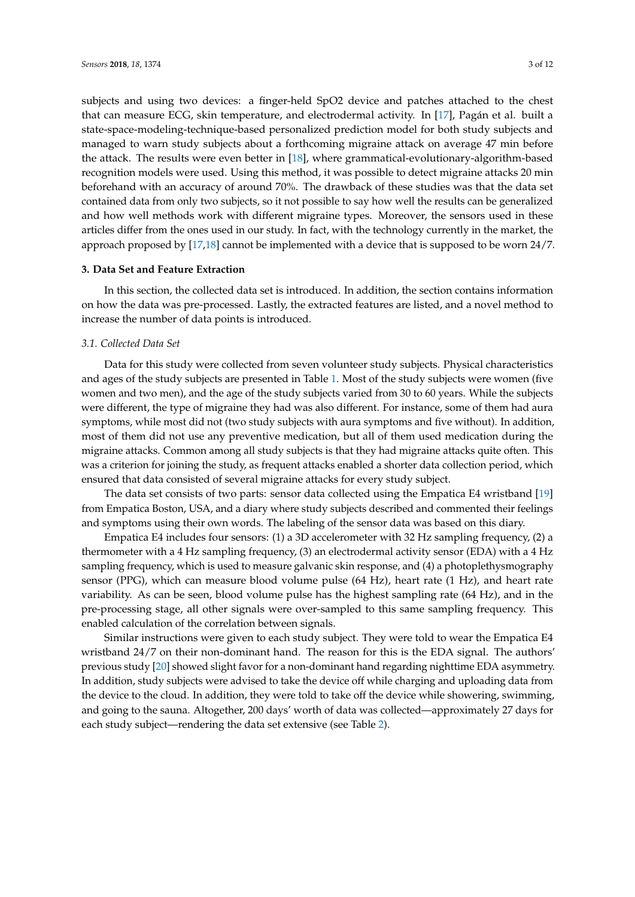subjects and using two devices: a finger-held SpO2 device and patches attached to the chest that can measure ECG, skin temperature, and electrodermal activity. In [17], Pagán et al. built a state-space-modeling-technique-based personalized prediction model for both study subjects and managed to warn study subjects about a forthcoming migraine attack on average 47 min before the attack. The results were even better in [18], where grammatical-evolutionary-algorithm-based recognition models were used. Using this method, it was possible to detect migraine attacks 20 min beforehand with an accuracy of around 70%. The drawback of these studies was that the data set contained data from only two subjects, so it not possible to say how well the results can be generalized and how well methods work with different migraine types. Moreover, the sensors used in these articles differ from the ones used in our study. In fact, with the technology currently in the market, the approach proposed by [17,18] cannot be implemented with a device that is supposed to be worn 24/7.

## 3. Data Set and Feature Extraction

In this section, the collected data set is introduced. In addition, the section contains information on how the data was pre-processed. Lastly, the extracted features are listed, and a novel method to increase the number of data points is introduced.

### *3.1. Collected Data Set*

Data for this study were collected from seven volunteer study subjects. Physical characteristics and ages of the study subjects are presented in Table 1. Most of the study subjects were women (five women and two men), and the age of the study subjects varied from 30 to 60 years. While the subjects were different, the type of migraine they had was also different. For instance, some of them had aura symptoms, while most did not (two study subjects with aura symptoms and five without). In addition, most of them did not use any preventive medication, but all of them used medication during the migraine attacks. Common among all study subjects is that they had migraine attacks quite often. This was a criterion for joining the study, as frequent attacks enabled a shorter data collection period, which ensured that data consisted of several migraine attacks for every study subject.

The data set consists of two parts: sensor data collected using the Empatica E4 wristband [19] from Empatica Boston, USA, and a diary where study subjects described and commented their feelings and symptoms using their own words. The labeling of the sensor data was based on this diary.

Empatica E4 includes four sensors: (1) a 3D accelerometer with 32 Hz sampling frequency, (2) a thermometer with a 4 Hz sampling frequency, (3) an electrodermal activity sensor (EDA) with a 4 Hz sampling frequency, which is used to measure galvanic skin response, and (4) a photoplethysmography sensor (PPG), which can measure blood volume pulse (64 Hz), heart rate (1 Hz), and heart rate variability. As can be seen, blood volume pulse has the highest sampling rate (64 Hz), and in the pre-processing stage, all other signals were over-sampled to this same sampling frequency. This enabled calculation of the correlation between signals.

Similar instructions were given to each study subject. They were told to wear the Empatica E4 wristband 24/7 on their non-dominant hand. The reason for this is the EDA signal. The authors' previous study [20] showed slight favor for a non-dominant hand regarding nighttime EDA asymmetry. In addition, study subjects were advised to take the device off while charging and uploading data from the device to the cloud. In addition, they were told to take off the device while showering, swimming, and going to the sauna. Altogether, 200 days' worth of data was collected—approximately 27 days for each study subject—rendering the data set extensive (see Table 2).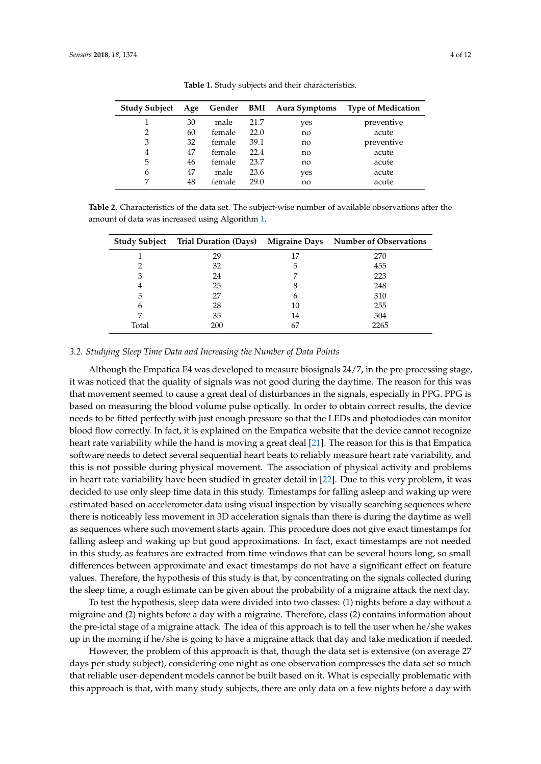**Table 1.** Study subjects and their characteristics.

| Study Subject | Age | Gender | BMI | Aura Symptoms | Type of Medication |
|---|---|---|---|---|---|
| 1 | 30 | male | 21.7 | yes | preventive |
| 2 | 60 | female | 22.0 | no | acute |
| 3 | 32 | female | 39.1 | no | preventive |
| 4 | 47 | female | 22.4 | no | acute |
| 5 | 46 | female | 23.7 | no | acute |
| 6 | 47 | male | 23.6 | yes | acute |
| 7 | 48 | female | 29.0 | no | acute |

**Table 2.** Characteristics of the data set. The subject-wise number of available observations after the amount of data was increased using Algorithm 1.

| Study Subject | Trial Duration (Days) | Migraine Days | Number of Observations |
|---|---|---|---|
| 1 | 29 | 17 | 270 |
| 2 | 32 | 5 | 455 |
| 3 | 24 | 7 | 223 |
| 4 | 25 | 8 | 248 |
| 5 | 27 | 6 | 310 |
| 6 | 28 | 10 | 255 |
| 7 | 35 | 14 | 504 |
| Total | 200 | 67 | 2265 |

### *3.2. Studying Sleep Time Data and Increasing the Number of Data Points*

Although the Empatica E4 was developed to measure biosignals 24/7, in the pre-processing stage, it was noticed that the quality of signals was not good during the daytime. The reason for this was that movement seemed to cause a great deal of disturbances in the signals, especially in PPG. PPG is based on measuring the blood volume pulse optically. In order to obtain correct results, the device needs to be fitted perfectly with just enough pressure so that the LEDs and photodiodes can monitor blood flow correctly. In fact, it is explained on the Empatica website that the device cannot recognize heart rate variability while the hand is moving a great deal [21]. The reason for this is that Empatica software needs to detect several sequential heart beats to reliably measure heart rate variability, and this is not possible during physical movement. The association of physical activity and problems in heart rate variability have been studied in greater detail in [22]. Due to this very problem, it was decided to use only sleep time data in this study. Timestamps for falling asleep and waking up were estimated based on accelerometer data using visual inspection by visually searching sequences where there is noticeably less movement in 3D acceleration signals than there is during the daytime as well as sequences where such movement starts again. This procedure does not give exact timestamps for falling asleep and waking up but good approximations. In fact, exact timestamps are not needed in this study, as features are extracted from time windows that can be several hours long, so small differences between approximate and exact timestamps do not have a significant effect on feature values. Therefore, the hypothesis of this study is that, by concentrating on the signals collected during the sleep time, a rough estimate can be given about the probability of a migraine attack the next day.

To test the hypothesis, sleep data were divided into two classes: (1) nights before a day without a migraine and (2) nights before a day with a migraine. Therefore, class (2) contains information about the pre-ictal stage of a migraine attack. The idea of this approach is to tell the user when he/she wakes up in the morning if he/she is going to have a migraine attack that day and take medication if needed.

However, the problem of this approach is that, though the data set is extensive (on average 27 days per study subject), considering one night as one observation compresses the data set so much that reliable user-dependent models cannot be built based on it. What is especially problematic with this approach is that, with many study subjects, there are only data on a few nights before a day with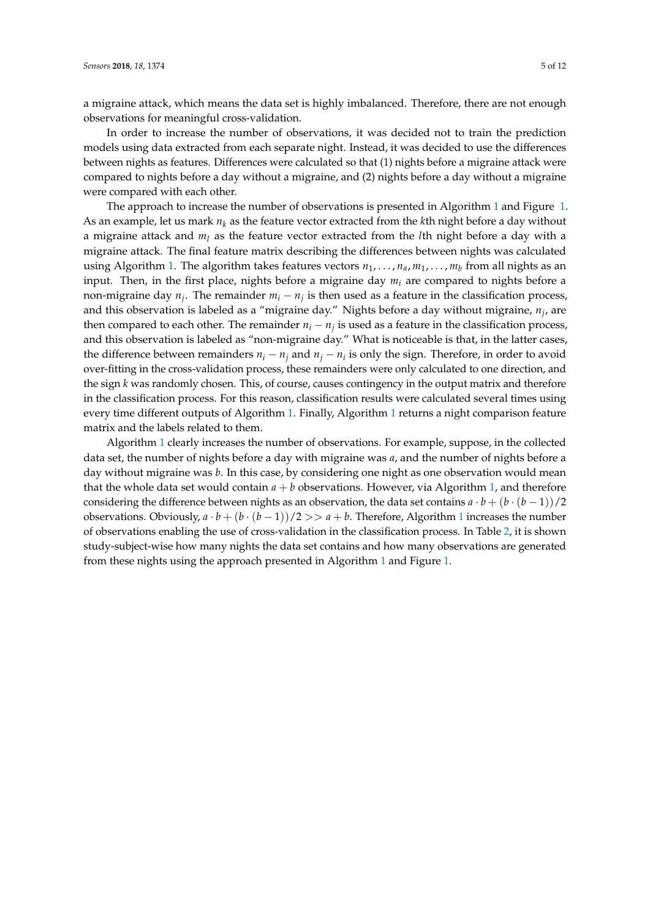a migraine attack, which means the data set is highly imbalanced. Therefore, there are not enough observations for meaningful cross-validation.

In order to increase the number of observations, it was decided not to train the prediction models using data extracted from each separate night. Instead, it was decided to use the differences between nights as features. Differences were calculated so that (1) nights before a migraine attack were compared to nights before a day without a migraine, and (2) nights before a day without a migraine were compared with each other.

The approach to increase the number of observations is presented in Algorithm 1 and Figure 1. As an example, let us mark $n_k$ as the feature vector extracted from the $k$th night before a day without a migraine attack and $m_l$ as the feature vector extracted from the $l$th night before a day with a migraine attack. The final feature matrix describing the differences between nights was calculated using Algorithm 1. The algorithm takes features vectors $n_1, \ldots, n_a, m_1, \ldots, m_b$ from all nights as an input. Then, in the first place, nights before a migraine day $m_i$ are compared to nights before a non-migraine day $n_j$. The remainder $m_i - n_j$ is then used as a feature in the classification process, and this observation is labeled as a "migraine day." Nights before a day without migraine, $n_j$, are then compared to each other. The remainder $n_i - n_j$ is used as a feature in the classification process, and this observation is labeled as "non-migraine day." What is noticeable is that, in the latter cases, the difference between remainders $n_i - n_j$ and $n_j - n_i$ is only the sign. Therefore, in order to avoid over-fitting in the cross-validation process, these remainders were only calculated to one direction, and the sign $k$ was randomly chosen. This, of course, causes contingency in the output matrix and therefore in the classification process. For this reason, classification results were calculated several times using every time different outputs of Algorithm 1. Finally, Algorithm 1 returns a night comparison feature matrix and the labels related to them.

Algorithm 1 clearly increases the number of observations. For example, suppose, in the collected data set, the number of nights before a day with migraine was $a$, and the number of nights before a day without migraine was $b$. In this case, by considering one night as one observation would mean that the whole data set would contain $a + b$ observations. However, via Algorithm 1, and therefore considering the difference between nights as an observation, the data set contains $a \cdot b + (b \cdot (b-1))/2$ observations. Obviously, $a \cdot b + (b \cdot (b-1))/2 >> a + b$. Therefore, Algorithm 1 increases the number of observations enabling the use of cross-validation in the classification process. In Table 2, it is shown study-subject-wise how many nights the data set contains and how many observations are generated from these nights using the approach presented in Algorithm 1 and Figure 1.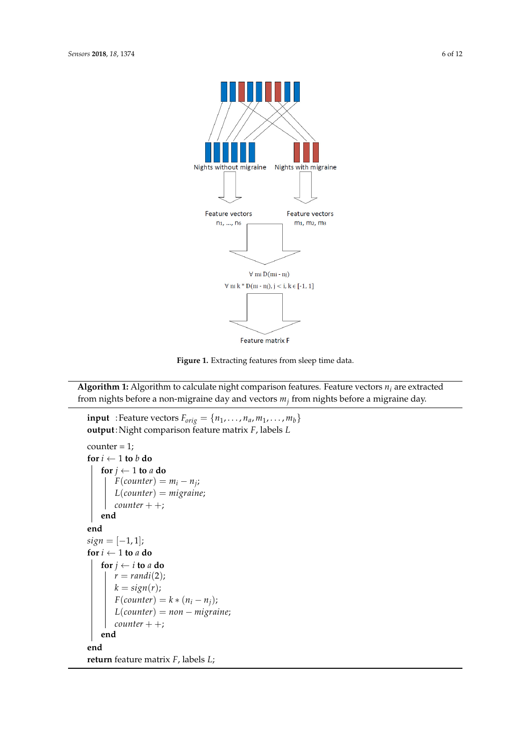Nights without migraine

Nights with migraine

Feature vectors
$n_1, \ldots, n_6$

Feature vectors
$m_1, m_2, m_3$

$\forall$ mi D(mi - nj)

$\forall$ ni k * D(ni - nj), j < i, k $\epsilon$ [-1, 1]

Feature matrix F

**Figure 1.** Extracting features from sleep time data.

---

**Algorithm 1:** Algorithm to calculate night comparison features. Feature vectors $n_i$ are extracted from nights before a non-migraine day and vectors $m_j$ from nights before a migraine day.

---

**input** :Feature vectors $F_{orig} = \{n_1, \ldots, n_a, m_1, \ldots, m_b\}$
**output**:Night comparison feature matrix $F$, labels $L$

```
counter = 1;
for i ← 1 to b do
    for j ← 1 to a do
        F(counter) = m_i − n_j;
        L(counter) = migraine;
        counter + +;
    end
end
sign = [−1, 1];
for i ← 1 to a do
    for j ← i to a do
        r = randi(2);
        k = sign(r);
        F(counter) = k ∗ (n_i − n_j);
        L(counter) = non − migraine;
        counter + +;
    end
end
return feature matrix F, labels L;
```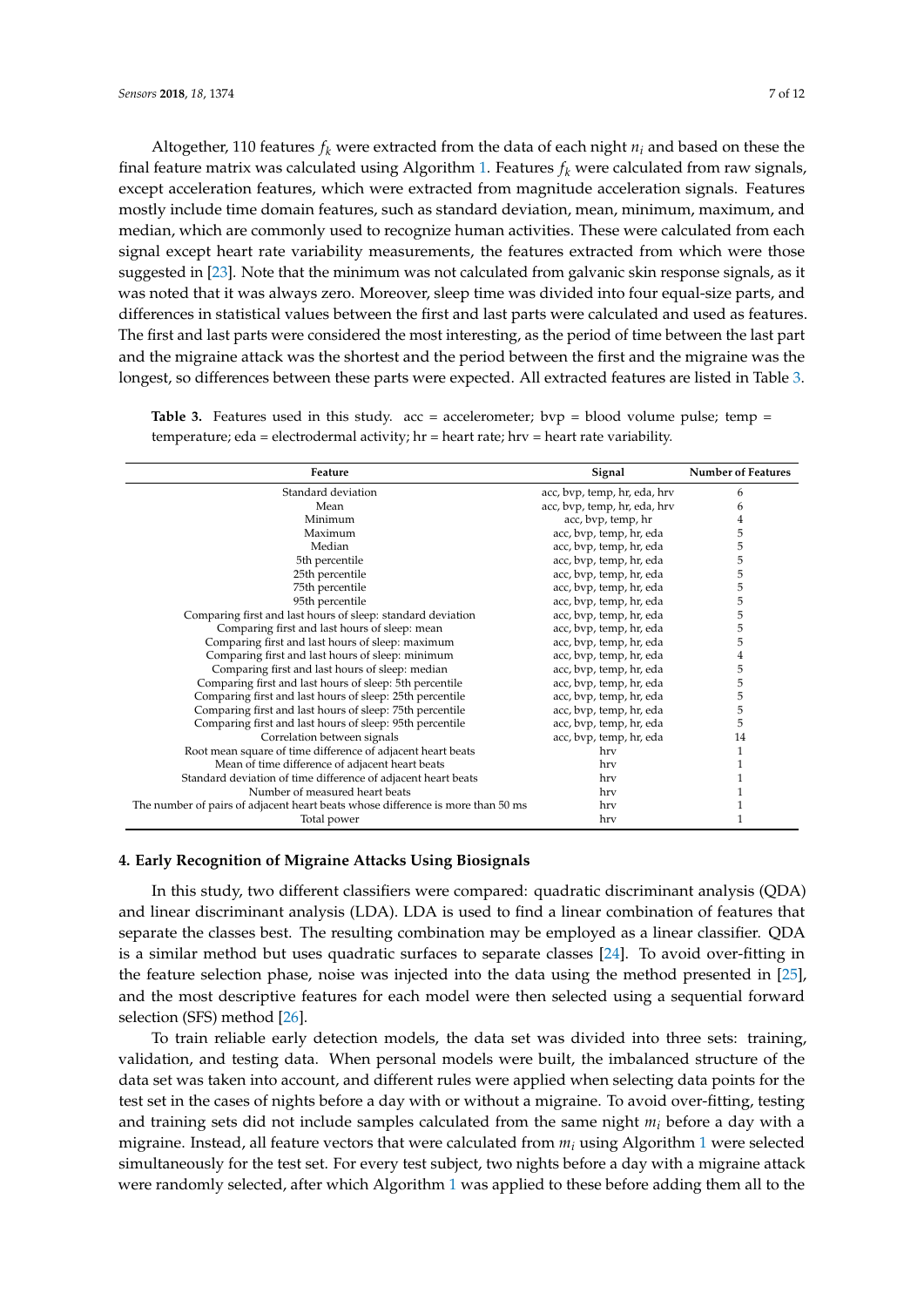Altogether, 110 features $f_k$ were extracted from the data of each night $n_i$ and based on these the final feature matrix was calculated using Algorithm 1. Features $f_k$ were calculated from raw signals, except acceleration features, which were extracted from magnitude acceleration signals. Features mostly include time domain features, such as standard deviation, mean, minimum, maximum, and median, which are commonly used to recognize human activities. These were calculated from each signal except heart rate variability measurements, the features extracted from which were those suggested in [23]. Note that the minimum was not calculated from galvanic skin response signals, as it was noted that it was always zero. Moreover, sleep time was divided into four equal-size parts, and differences in statistical values between the first and last parts were calculated and used as features. The first and last parts were considered the most interesting, as the period of time between the last part and the migraine attack was the shortest and the period between the first and the migraine was the longest, so differences between these parts were expected. All extracted features are listed in Table 3.

**Table 3.** Features used in this study. acc = accelerometer; bvp = blood volume pulse; temp = temperature; eda = electrodermal activity; hr = heart rate; hrv = heart rate variability.

| Feature | Signal | Number of Features |
|---|---|---|
| Standard deviation | acc, bvp, temp, hr, eda, hrv | 6 |
| Mean | acc, bvp, temp, hr, eda, hrv | 6 |
| Minimum | acc, bvp, temp, hr | 4 |
| Maximum | acc, bvp, temp, hr, eda | 5 |
| Median | acc, bvp, temp, hr, eda | 5 |
| 5th percentile | acc, bvp, temp, hr, eda | 5 |
| 25th percentile | acc, bvp, temp, hr, eda | 5 |
| 75th percentile | acc, bvp, temp, hr, eda | 5 |
| 95th percentile | acc, bvp, temp, hr, eda | 5 |
| Comparing first and last hours of sleep: standard deviation | acc, bvp, temp, hr, eda | 5 |
| Comparing first and last hours of sleep: mean | acc, bvp, temp, hr, eda | 5 |
| Comparing first and last hours of sleep: maximum | acc, bvp, temp, hr, eda | 5 |
| Comparing first and last hours of sleep: minimum | acc, bvp, temp, hr, eda | 4 |
| Comparing first and last hours of sleep: median | acc, bvp, temp, hr, eda | 5 |
| Comparing first and last hours of sleep: 5th percentile | acc, bvp, temp, hr, eda | 5 |
| Comparing first and last hours of sleep: 25th percentile | acc, bvp, temp, hr, eda | 5 |
| Comparing first and last hours of sleep: 75th percentile | acc, bvp, temp, hr, eda | 5 |
| Comparing first and last hours of sleep: 95th percentile | acc, bvp, temp, hr, eda | 5 |
| Correlation between signals | acc, bvp, temp, hr, eda | 14 |
| Root mean square of time difference of adjacent heart beats | hrv | 1 |
| Mean of time difference of adjacent heart beats | hrv | 1 |
| Standard deviation of time difference of adjacent heart beats | hrv | 1 |
| Number of measured heart beats | hrv | 1 |
| The number of pairs of adjacent heart beats whose difference is more than 50 ms | hrv | 1 |
| Total power | hrv | 1 |

## 4. Early Recognition of Migraine Attacks Using Biosignals

In this study, two different classifiers were compared: quadratic discriminant analysis (QDA) and linear discriminant analysis (LDA). LDA is used to find a linear combination of features that separate the classes best. The resulting combination may be employed as a linear classifier. QDA is a similar method but uses quadratic surfaces to separate classes [24]. To avoid over-fitting in the feature selection phase, noise was injected into the data using the method presented in [25], and the most descriptive features for each model were then selected using a sequential forward selection (SFS) method [26].

To train reliable early detection models, the data set was divided into three sets: training, validation, and testing data. When personal models were built, the imbalanced structure of the data set was taken into account, and different rules were applied when selecting data points for the test set in the cases of nights before a day with or without a migraine. To avoid over-fitting, testing and training sets did not include samples calculated from the same night $m_i$ before a day with a migraine. Instead, all feature vectors that were calculated from $m_i$ using Algorithm 1 were selected simultaneously for the test set. For every test subject, two nights before a day with a migraine attack were randomly selected, after which Algorithm 1 was applied to these before adding them all to the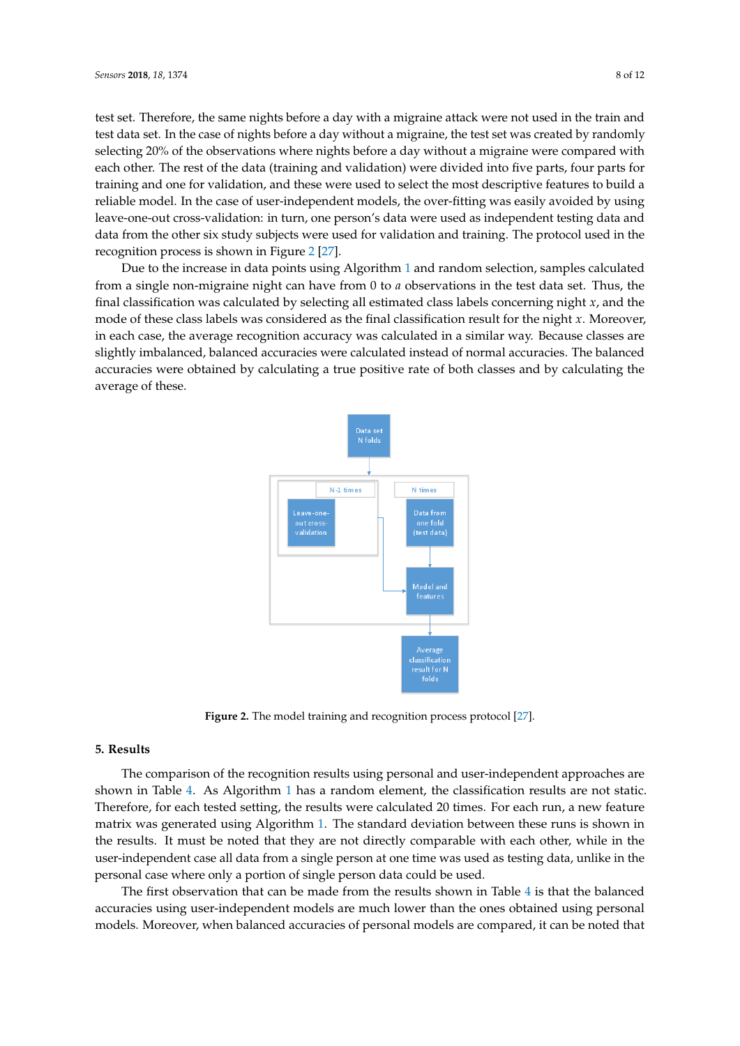test set. Therefore, the same nights before a day with a migraine attack were not used in the train and test data set. In the case of nights before a day without a migraine, the test set was created by randomly selecting 20% of the observations where nights before a day without a migraine were compared with each other. The rest of the data (training and validation) were divided into five parts, four parts for training and one for validation, and these were used to select the most descriptive features to build a reliable model. In the case of user-independent models, the over-fitting was easily avoided by using leave-one-out cross-validation: in turn, one person's data were used as independent testing data and data from the other six study subjects were used for validation and training. The protocol used in the recognition process is shown in Figure 2 [27].

Due to the increase in data points using Algorithm 1 and random selection, samples calculated from a single non-migraine night can have from 0 to $a$ observations in the test data set. Thus, the final classification was calculated by selecting all estimated class labels concerning night $x$, and the mode of these class labels was considered as the final classification result for the night $x$. Moreover, in each case, the average recognition accuracy was calculated in a similar way. Because classes are slightly imbalanced, balanced accuracies were calculated instead of normal accuracies. The balanced accuracies were obtained by calculating a true positive rate of both classes and by calculating the average of these.

Data set
N folds

N-1 times

Leave-one-out cross-validation

N times

Data from one fold (test data)

Model and features

Average classification result for N folds

**Figure 2.** The model training and recognition process protocol [27].

## 5. Results

The comparison of the recognition results using personal and user-independent approaches are shown in Table 4. As Algorithm 1 has a random element, the classification results are not static. Therefore, for each tested setting, the results were calculated 20 times. For each run, a new feature matrix was generated using Algorithm 1. The standard deviation between these runs is shown in the results. It must be noted that they are not directly comparable with each other, while in the user-independent case all data from a single person at one time was used as testing data, unlike in the personal case where only a portion of single person data could be used.

The first observation that can be made from the results shown in Table 4 is that the balanced accuracies using user-independent models are much lower than the ones obtained using personal models. Moreover, when balanced accuracies of personal models are compared, it can be noted that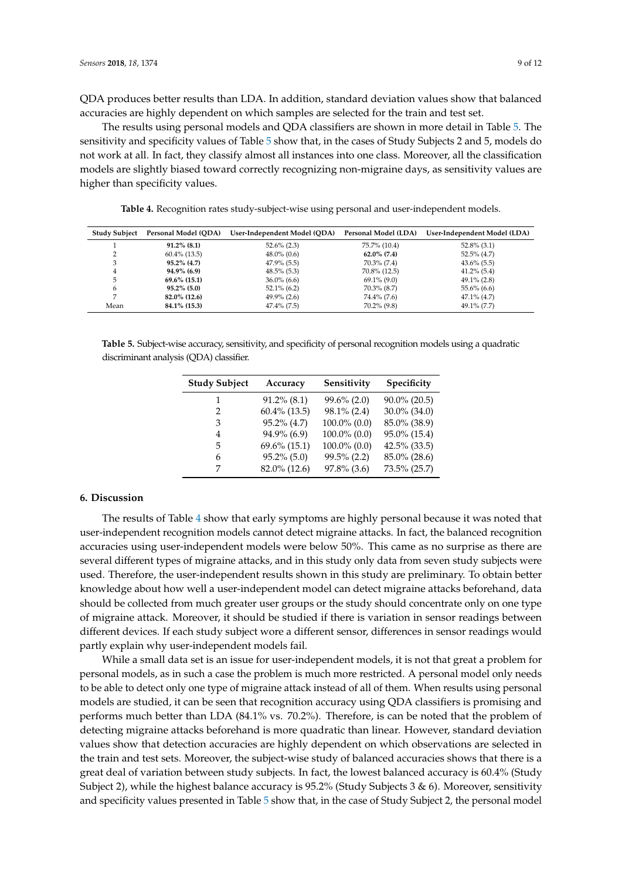QDA produces better results than LDA. In addition, standard deviation values show that balanced accuracies are highly dependent on which samples are selected for the train and test set.

The results using personal models and QDA classifiers are shown in more detail in Table 5. The sensitivity and specificity values of Table 5 show that, in the cases of Study Subjects 2 and 5, models do not work at all. In fact, they classify almost all instances into one class. Moreover, all the classification models are slightly biased toward correctly recognizing non-migraine days, as sensitivity values are higher than specificity values.

**Table 4.** Recognition rates study-subject-wise using personal and user-independent models.

| Study Subject | Personal Model (QDA) | User-Independent Model (QDA) | Personal Model (LDA) | User-Independent Model (LDA) |
|---|---|---|---|---|
| 1 | **91.2% (8.1)** | 52.6% (2.3) | 75.7% (10.4) | 52.8% (3.1) |
| 2 | 60.4% (13.5) | 48.0% (0.6) | **62.0% (7.4)** | 52.5% (4.7) |
| 3 | **95.2% (4.7)** | 47.9% (5.5) | 70.3% (7.4) | 43.6% (5.5) |
| 4 | **94.9% (6.9)** | 48.5% (5.3) | 70.8% (12.5) | 41.2% (5.4) |
| 5 | **69.6% (15.1)** | 36.0% (6.6) | 69.1% (9.0) | 49.1% (2.8) |
| 6 | **95.2% (5.0)** | 52.1% (6.2) | 70.3% (8.7) | 55.6% (6.6) |
| 7 | **82.0% (12.6)** | 49.9% (2.6) | 74.4% (7.6) | 47.1% (4.7) |
| Mean | **84.1% (15.3)** | 47.4% (7.5) | 70.2% (9.8) | 49.1% (7.7) |

**Table 5.** Subject-wise accuracy, sensitivity, and specificity of personal recognition models using a quadratic discriminant analysis (QDA) classifier.

| Study Subject | Accuracy | Sensitivity | Specificity |
|---|---|---|---|
| 1 | 91.2% (8.1) | 99.6% (2.0) | 90.0% (20.5) |
| 2 | 60.4% (13.5) | 98.1% (2.4) | 30.0% (34.0) |
| 3 | 95.2% (4.7) | 100.0% (0.0) | 85.0% (38.9) |
| 4 | 94.9% (6.9) | 100.0% (0.0) | 95.0% (15.4) |
| 5 | 69.6% (15.1) | 100.0% (0.0) | 42.5% (33.5) |
| 6 | 95.2% (5.0) | 99.5% (2.2) | 85.0% (28.6) |
| 7 | 82.0% (12.6) | 97.8% (3.6) | 73.5% (25.7) |

## 6. Discussion

The results of Table 4 show that early symptoms are highly personal because it was noted that user-independent recognition models cannot detect migraine attacks. In fact, the balanced recognition accuracies using user-independent models were below 50%. This came as no surprise as there are several different types of migraine attacks, and in this study only data from seven study subjects were used. Therefore, the user-independent results shown in this study are preliminary. To obtain better knowledge about how well a user-independent model can detect migraine attacks beforehand, data should be collected from much greater user groups or the study should concentrate only on one type of migraine attack. Moreover, it should be studied if there is variation in sensor readings between different devices. If each study subject wore a different sensor, differences in sensor readings would partly explain why user-independent models fail.

While a small data set is an issue for user-independent models, it is not that great a problem for personal models, as in such a case the problem is much more restricted. A personal model only needs to be able to detect only one type of migraine attack instead of all of them. When results using personal models are studied, it can be seen that recognition accuracy using QDA classifiers is promising and performs much better than LDA (84.1% vs. 70.2%). Therefore, is can be noted that the problem of detecting migraine attacks beforehand is more quadratic than linear. However, standard deviation values show that detection accuracies are highly dependent on which observations are selected in the train and test sets. Moreover, the subject-wise study of balanced accuracies shows that there is a great deal of variation between study subjects. In fact, the lowest balanced accuracy is 60.4% (Study Subject 2), while the highest balance accuracy is 95.2% (Study Subjects 3 & 6). Moreover, sensitivity and specificity values presented in Table 5 show that, in the case of Study Subject 2, the personal model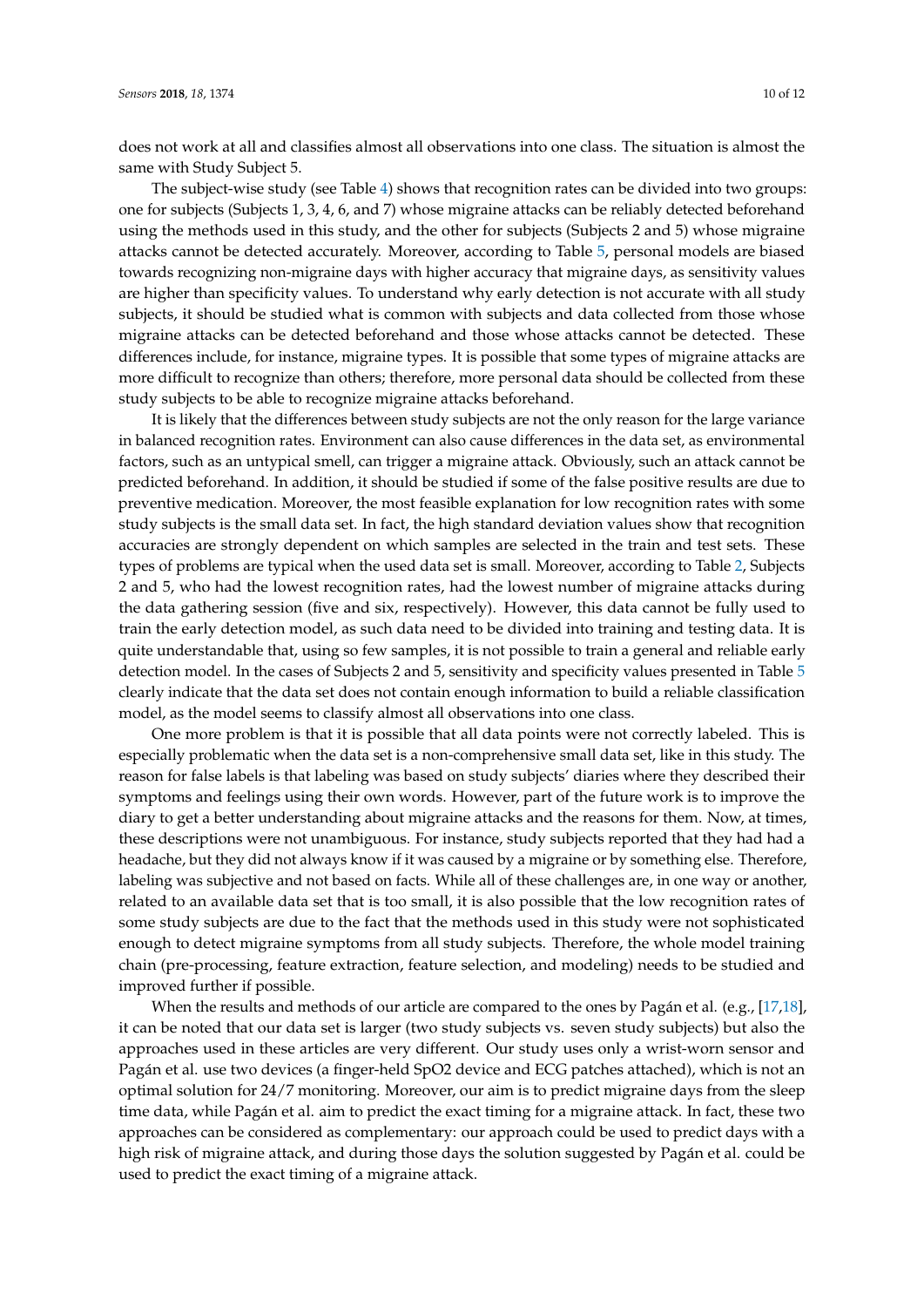does not work at all and classifies almost all observations into one class. The situation is almost the same with Study Subject 5.

The subject-wise study (see Table 4) shows that recognition rates can be divided into two groups: one for subjects (Subjects 1, 3, 4, 6, and 7) whose migraine attacks can be reliably detected beforehand using the methods used in this study, and the other for subjects (Subjects 2 and 5) whose migraine attacks cannot be detected accurately. Moreover, according to Table 5, personal models are biased towards recognizing non-migraine days with higher accuracy that migraine days, as sensitivity values are higher than specificity values. To understand why early detection is not accurate with all study subjects, it should be studied what is common with subjects and data collected from those whose migraine attacks can be detected beforehand and those whose attacks cannot be detected. These differences include, for instance, migraine types. It is possible that some types of migraine attacks are more difficult to recognize than others; therefore, more personal data should be collected from these study subjects to be able to recognize migraine attacks beforehand.

It is likely that the differences between study subjects are not the only reason for the large variance in balanced recognition rates. Environment can also cause differences in the data set, as environmental factors, such as an untypical smell, can trigger a migraine attack. Obviously, such an attack cannot be predicted beforehand. In addition, it should be studied if some of the false positive results are due to preventive medication. Moreover, the most feasible explanation for low recognition rates with some study subjects is the small data set. In fact, the high standard deviation values show that recognition accuracies are strongly dependent on which samples are selected in the train and test sets. These types of problems are typical when the used data set is small. Moreover, according to Table 2, Subjects 2 and 5, who had the lowest recognition rates, had the lowest number of migraine attacks during the data gathering session (five and six, respectively). However, this data cannot be fully used to train the early detection model, as such data need to be divided into training and testing data. It is quite understandable that, using so few samples, it is not possible to train a general and reliable early detection model. In the cases of Subjects 2 and 5, sensitivity and specificity values presented in Table 5 clearly indicate that the data set does not contain enough information to build a reliable classification model, as the model seems to classify almost all observations into one class.

One more problem is that it is possible that all data points were not correctly labeled. This is especially problematic when the data set is a non-comprehensive small data set, like in this study. The reason for false labels is that labeling was based on study subjects' diaries where they described their symptoms and feelings using their own words. However, part of the future work is to improve the diary to get a better understanding about migraine attacks and the reasons for them. Now, at times, these descriptions were not unambiguous. For instance, study subjects reported that they had had a headache, but they did not always know if it was caused by a migraine or by something else. Therefore, labeling was subjective and not based on facts. While all of these challenges are, in one way or another, related to an available data set that is too small, it is also possible that the low recognition rates of some study subjects are due to the fact that the methods used in this study were not sophisticated enough to detect migraine symptoms from all study subjects. Therefore, the whole model training chain (pre-processing, feature extraction, feature selection, and modeling) needs to be studied and improved further if possible.

When the results and methods of our article are compared to the ones by Pagán et al. (e.g., [17,18], it can be noted that our data set is larger (two study subjects vs. seven study subjects) but also the approaches used in these articles are very different. Our study uses only a wrist-worn sensor and Pagán et al. use two devices (a finger-held SpO2 device and ECG patches attached), which is not an optimal solution for 24/7 monitoring. Moreover, our aim is to predict migraine days from the sleep time data, while Pagán et al. aim to predict the exact timing for a migraine attack. In fact, these two approaches can be considered as complementary: our approach could be used to predict days with a high risk of migraine attack, and during those days the solution suggested by Pagán et al. could be used to predict the exact timing of a migraine attack.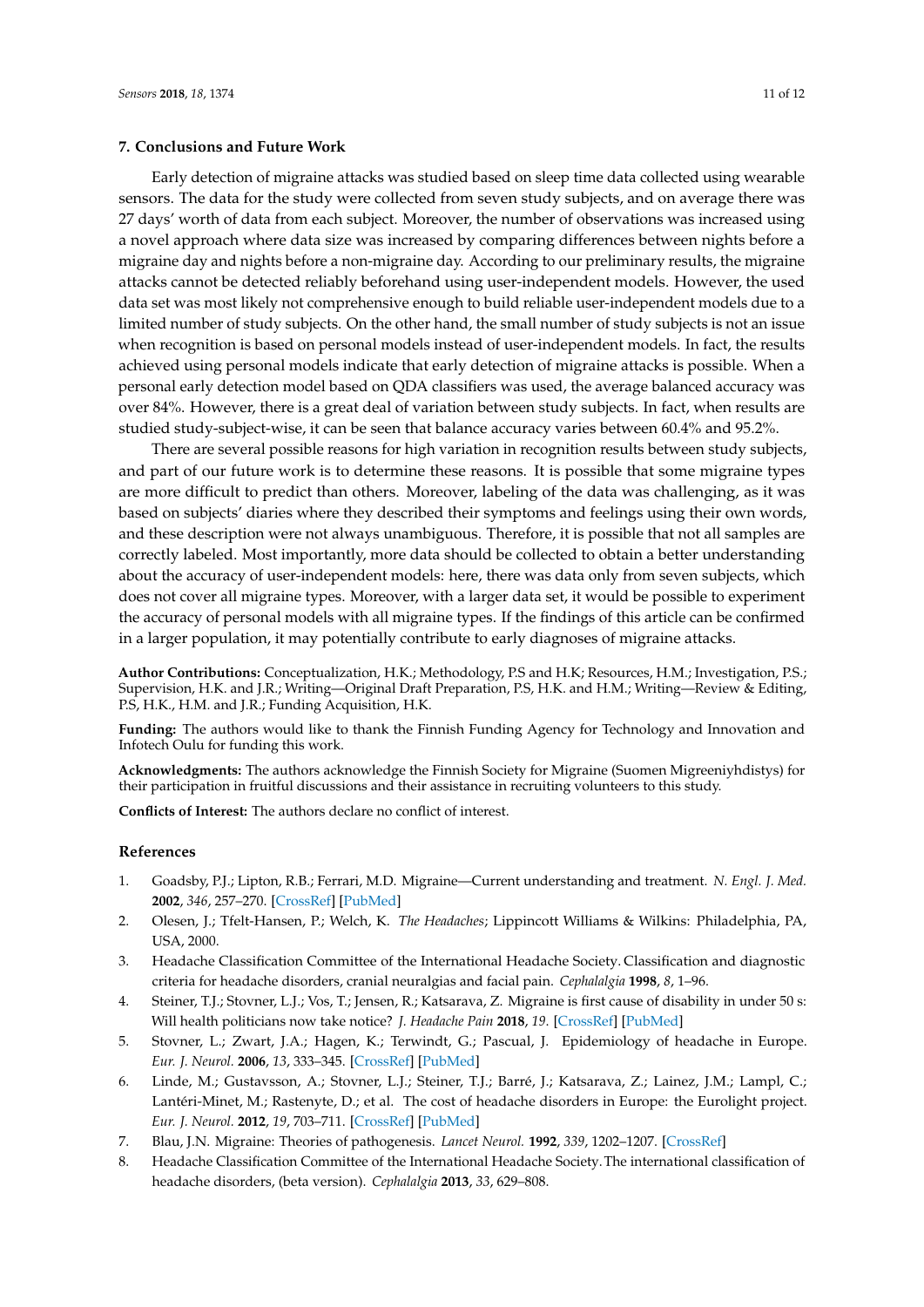## 7. Conclusions and Future Work

Early detection of migraine attacks was studied based on sleep time data collected using wearable sensors. The data for the study were collected from seven study subjects, and on average there was 27 days' worth of data from each subject. Moreover, the number of observations was increased using a novel approach where data size was increased by comparing differences between nights before a migraine day and nights before a non-migraine day. According to our preliminary results, the migraine attacks cannot be detected reliably beforehand using user-independent models. However, the used data set was most likely not comprehensive enough to build reliable user-independent models due to a limited number of study subjects. On the other hand, the small number of study subjects is not an issue when recognition is based on personal models instead of user-independent models. In fact, the results achieved using personal models indicate that early detection of migraine attacks is possible. When a personal early detection model based on QDA classifiers was used, the average balanced accuracy was over 84%. However, there is a great deal of variation between study subjects. In fact, when results are studied study-subject-wise, it can be seen that balance accuracy varies between 60.4% and 95.2%.

There are several possible reasons for high variation in recognition results between study subjects, and part of our future work is to determine these reasons. It is possible that some migraine types are more difficult to predict than others. Moreover, labeling of the data was challenging, as it was based on subjects' diaries where they described their symptoms and feelings using their own words, and these description were not always unambiguous. Therefore, it is possible that not all samples are correctly labeled. Most importantly, more data should be collected to obtain a better understanding about the accuracy of user-independent models: here, there was data only from seven subjects, which does not cover all migraine types. Moreover, with a larger data set, it would be possible to experiment the accuracy of personal models with all migraine types. If the findings of this article can be confirmed in a larger population, it may potentially contribute to early diagnoses of migraine attacks.

**Author Contributions:** Conceptualization, H.K.; Methodology, P.S and H.K; Resources, H.M.; Investigation, P.S.; Supervision, H.K. and J.R.; Writing—Original Draft Preparation, P.S, H.K. and H.M.; Writing—Review & Editing, P.S, H.K., H.M. and J.R.; Funding Acquisition, H.K.

**Funding:** The authors would like to thank the Finnish Funding Agency for Technology and Innovation and Infotech Oulu for funding this work.

**Acknowledgments:** The authors acknowledge the Finnish Society for Migraine (Suomen Migreeniyhdistys) for their participation in fruitful discussions and their assistance in recruiting volunteers to this study.

**Conflicts of Interest:** The authors declare no conflict of interest.

## References

1. Goadsby, P.J.; Lipton, R.B.; Ferrari, M.D. Migraine—Current understanding and treatment. *N. Engl. J. Med.* **2002**, *346*, 257–270. [CrossRef] [PubMed]
2. Olesen, J.; Tfelt-Hansen, P.; Welch, K. *The Headaches*; Lippincott Williams & Wilkins: Philadelphia, PA, USA, 2000.
3. Headache Classification Committee of the International Headache Society. Classification and diagnostic criteria for headache disorders, cranial neuralgias and facial pain. *Cephalalgia* **1998**, *8*, 1–96.
4. Steiner, T.J.; Stovner, L.J.; Vos, T.; Jensen, R.; Katsarava, Z. Migraine is first cause of disability in under 50 s: Will health politicians now take notice? *J. Headache Pain* **2018**, *19*. [CrossRef] [PubMed]
5. Stovner, L.; Zwart, J.A.; Hagen, K.; Terwindt, G.; Pascual, J. Epidemiology of headache in Europe. *Eur. J. Neurol.* **2006**, *13*, 333–345. [CrossRef] [PubMed]
6. Linde, M.; Gustavsson, A.; Stovner, L.J.; Steiner, T.J.; Barré, J.; Katsarava, Z.; Lainez, J.M.; Lampl, C.; Lantéri-Minet, M.; Rastenyte, D.; et al. The cost of headache disorders in Europe: the Eurolight project. *Eur. J. Neurol.* **2012**, *19*, 703–711. [CrossRef] [PubMed]
7. Blau, J.N. Migraine: Theories of pathogenesis. *Lancet Neurol.* **1992**, *339*, 1202–1207. [CrossRef]
8. Headache Classification Committee of the International Headache Society. The international classification of headache disorders, (beta version). *Cephalalgia* **2013**, *33*, 629–808.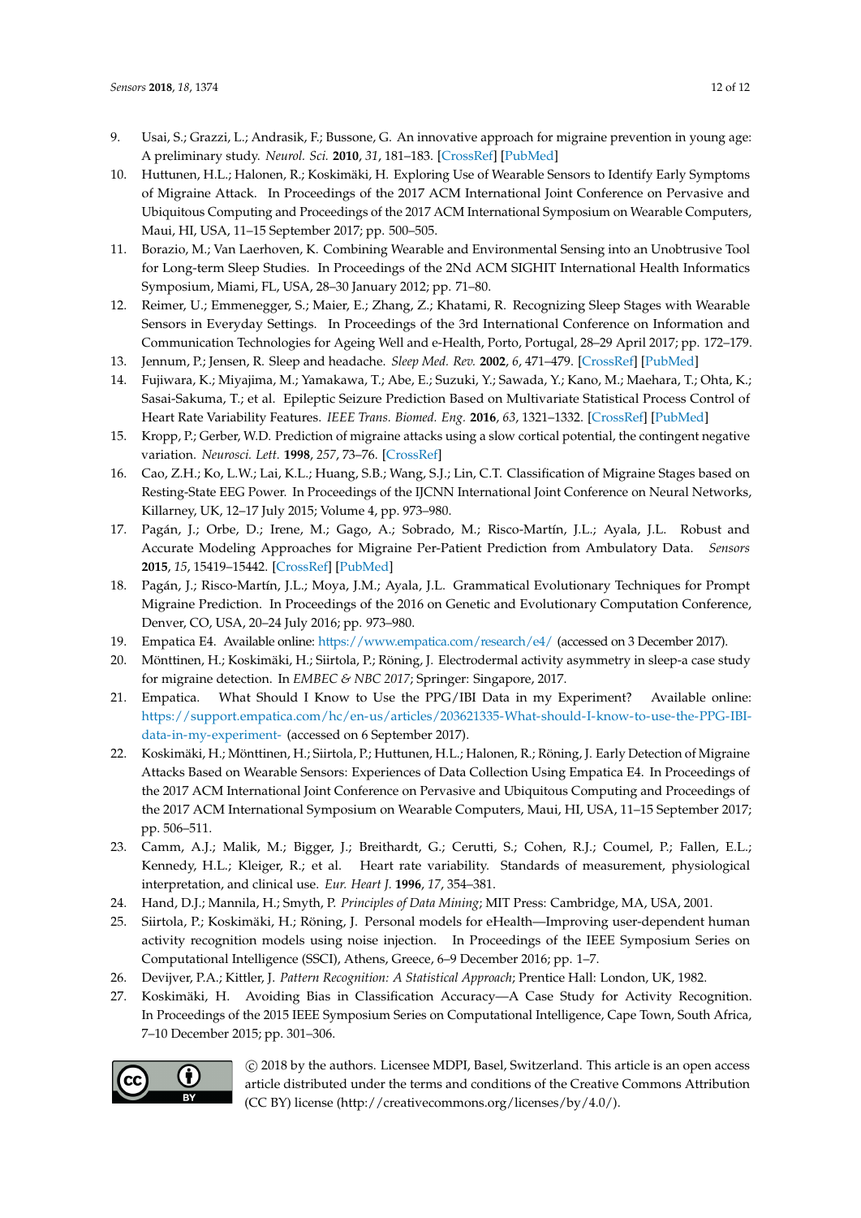9. Usai, S.; Grazzi, L.; Andrasik, F.; Bussone, G. An innovative approach for migraine prevention in young age: A preliminary study. *Neurol. Sci.* **2010**, *31*, 181–183. [CrossRef] [PubMed]
10. Huttunen, H.L.; Halonen, R.; Koskimäki, H. Exploring Use of Wearable Sensors to Identify Early Symptoms of Migraine Attack. In Proceedings of the 2017 ACM International Joint Conference on Pervasive and Ubiquitous Computing and Proceedings of the 2017 ACM International Symposium on Wearable Computers, Maui, HI, USA, 11–15 September 2017; pp. 500–505.
11. Borazio, M.; Van Laerhoven, K. Combining Wearable and Environmental Sensing into an Unobtrusive Tool for Long-term Sleep Studies. In Proceedings of the 2Nd ACM SIGHIT International Health Informatics Symposium, Miami, FL, USA, 28–30 January 2012; pp. 71–80.
12. Reimer, U.; Emmenegger, S.; Maier, E.; Zhang, Z.; Khatami, R. Recognizing Sleep Stages with Wearable Sensors in Everyday Settings. In Proceedings of the 3rd International Conference on Information and Communication Technologies for Ageing Well and e-Health, Porto, Portugal, 28–29 April 2017; pp. 172–179.
13. Jennum, P.; Jensen, R. Sleep and headache. *Sleep Med. Rev.* **2002**, *6*, 471–479. [CrossRef] [PubMed]
14. Fujiwara, K.; Miyajima, M.; Yamakawa, T.; Abe, E.; Suzuki, Y.; Sawada, Y.; Kano, M.; Maehara, T.; Ohta, K.; Sasai-Sakuma, T.; et al. Epileptic Seizure Prediction Based on Multivariate Statistical Process Control of Heart Rate Variability Features. *IEEE Trans. Biomed. Eng.* **2016**, *63*, 1321–1332. [CrossRef] [PubMed]
15. Kropp, P.; Gerber, W.D. Prediction of migraine attacks using a slow cortical potential, the contingent negative variation. *Neurosci. Lett.* **1998**, *257*, 73–76. [CrossRef]
16. Cao, Z.H.; Ko, L.W.; Lai, K.L.; Huang, S.B.; Wang, S.J.; Lin, C.T. Classification of Migraine Stages based on Resting-State EEG Power. In Proceedings of the IJCNN International Joint Conference on Neural Networks, Killarney, UK, 12–17 July 2015; Volume 4, pp. 973–980.
17. Pagán, J.; Orbe, D.; Irene, M.; Gago, A.; Sobrado, M.; Risco-Martín, J.L.; Ayala, J.L. Robust and Accurate Modeling Approaches for Migraine Per-Patient Prediction from Ambulatory Data. *Sensors* **2015**, *15*, 15419–15442. [CrossRef] [PubMed]
18. Pagán, J.; Risco-Martín, J.L.; Moya, J.M.; Ayala, J.L. Grammatical Evolutionary Techniques for Prompt Migraine Prediction. In Proceedings of the 2016 on Genetic and Evolutionary Computation Conference, Denver, CO, USA, 20–24 July 2016; pp. 973–980.
19. Empatica E4. Available online: https://www.empatica.com/research/e4/ (accessed on 3 December 2017).
20. Mönttinen, H.; Koskimäki, H.; Siirtola, P.; Röning, J. Electrodermal activity asymmetry in sleep-a case study for migraine detection. In *EMBEC & NBC 2017*; Springer: Singapore, 2017.
21. Empatica. What Should I Know to Use the PPG/IBI Data in my Experiment? Available online: https://support.empatica.com/hc/en-us/articles/203621335-What-should-I-know-to-use-the-PPG-IBI-data-in-my-experiment- (accessed on 6 September 2017).
22. Koskimäki, H.; Mönttinen, H.; Siirtola, P.; Huttunen, H.L.; Halonen, R.; Röning, J. Early Detection of Migraine Attacks Based on Wearable Sensors: Experiences of Data Collection Using Empatica E4. In Proceedings of the 2017 ACM International Joint Conference on Pervasive and Ubiquitous Computing and Proceedings of the 2017 ACM International Symposium on Wearable Computers, Maui, HI, USA, 11–15 September 2017; pp. 506–511.
23. Camm, A.J.; Malik, M.; Bigger, J.; Breithardt, G.; Cerutti, S.; Cohen, R.J.; Coumel, P.; Fallen, E.L.; Kennedy, H.L.; Kleiger, R.; et al. Heart rate variability. Standards of measurement, physiological interpretation, and clinical use. *Eur. Heart J.* **1996**, *17*, 354–381.
24. Hand, D.J.; Mannila, H.; Smyth, P. *Principles of Data Mining*; MIT Press: Cambridge, MA, USA, 2001.
25. Siirtola, P.; Koskimäki, H.; Röning, J. Personal models for eHealth—Improving user-dependent human activity recognition models using noise injection. In Proceedings of the IEEE Symposium Series on Computational Intelligence (SSCI), Athens, Greece, 6–9 December 2016; pp. 1–7.
26. Devijver, P.A.; Kittler, J. *Pattern Recognition: A Statistical Approach*; Prentice Hall: London, UK, 1982.
27. Koskimäki, H. Avoiding Bias in Classification Accuracy—A Case Study for Activity Recognition. In Proceedings of the 2015 IEEE Symposium Series on Computational Intelligence, Cape Town, South Africa, 7–10 December 2015; pp. 301–306.

© 2018 by the authors. Licensee MDPI, Basel, Switzerland. This article is an open access article distributed under the terms and conditions of the Creative Commons Attribution (CC BY) license (http://creativecommons.org/licenses/by/4.0/).